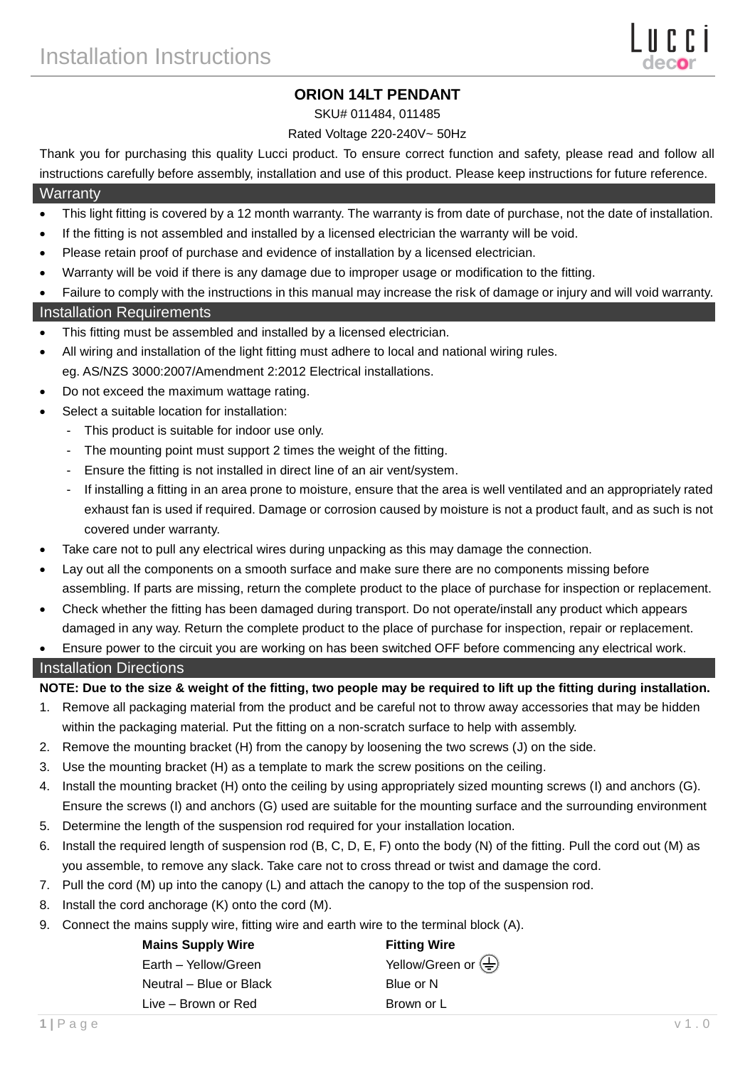# Installation Instructions

## ORION 14LT PENDANT

SKU# 011484, 011485

Rated Voltage 220-240V~ 50Hz

Thank you for purchasing this quality Lucci product. To ensure correct function and safety, please read and follow all instructions carefully before assembly, installation and use of this product. Please keep instructions for future reference.

### Warranty

- This light fitting is covered by a 12 month warranty. The warranty is from date of purchase, not the date of installation.
- If the fitting is not assembled and installed by a licensed electrician the warranty will be void.
- Please retain proof of purchase and evidence of installation by a licensed electrician.
- Warranty will be void if there is any damage due to improper usage or modification to the fitting.
- Failure to comply with the instructions in this manual may increase the risk of damage or injury and will void warranty.

### Installation Requirements

- This fitting must be assembled and installed by a licensed electrician.
- All wiring and installation of the light fitting must adhere to local and national wiring rules.
  eg. AS/NZS 3000:2007/Amendment 2:2012 Electrical installations.
- Do not exceed the maximum wattage rating.
- Select a suitable location for installation:
  - This product is suitable for indoor use only.
  - The mounting point must support 2 times the weight of the fitting.
  - Ensure the fitting is not installed in direct line of an air vent/system.
  - If installing a fitting in an area prone to moisture, ensure that the area is well ventilated and an appropriately rated exhaust fan is used if required. Damage or corrosion caused by moisture is not a product fault, and as such is not covered under warranty.
- Take care not to pull any electrical wires during unpacking as this may damage the connection.
- Lay out all the components on a smooth surface and make sure there are no components missing before assembling. If parts are missing, return the complete product to the place of purchase for inspection or replacement.
- Check whether the fitting has been damaged during transport. Do not operate/install any product which appears damaged in any way. Return the complete product to the place of purchase for inspection, repair or replacement.
- Ensure power to the circuit you are working on has been switched OFF before commencing any electrical work.

### Installation Directions

**NOTE: Due to the size & weight of the fitting, two people may be required to lift up the fitting during installation.**

1. Remove all packaging material from the product and be careful not to throw away accessories that may be hidden within the packaging material. Put the fitting on a non-scratch surface to help with assembly.
2. Remove the mounting bracket (H) from the canopy by loosening the two screws (J) on the side.
3. Use the mounting bracket (H) as a template to mark the screw positions on the ceiling.
4. Install the mounting bracket (H) onto the ceiling by using appropriately sized mounting screws (I) and anchors (G). Ensure the screws (I) and anchors (G) used are suitable for the mounting surface and the surrounding environment
5. Determine the length of the suspension rod required for your installation location.
6. Install the required length of suspension rod (B, C, D, E, F) onto the body (N) of the fitting. Pull the cord out (M) as you assemble, to remove any slack. Take care not to cross thread or twist and damage the cord.
7. Pull the cord (M) up into the canopy (L) and attach the canopy to the top of the suspension rod.
8. Install the cord anchorage (K) onto the cord (M).
9. Connect the mains supply wire, fitting wire and earth wire to the terminal block (A).

| Mains Supply Wire | Fitting Wire |
|---|---|
| Earth – Yellow/Green | Yellow/Green or ⏚ |
| Neutral – Blue or Black | Blue or N |
| Live – Brown or Red | Brown or L |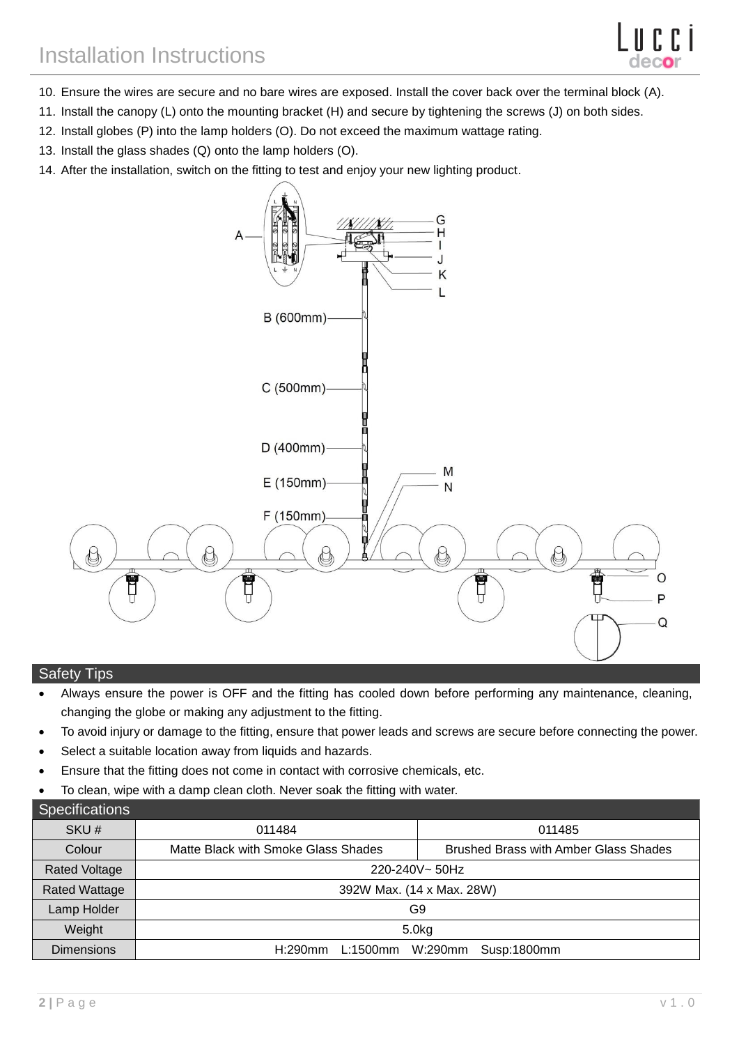# Installation Instructions

10. Ensure the wires are secure and no bare wires are exposed. Install the cover back over the terminal block (A).
11. Install the canopy (L) onto the mounting bracket (H) and secure by tightening the screws (J) on both sides.
12. Install globes (P) into the lamp holders (O). Do not exceed the maximum wattage rating.
13. Install the glass shades (Q) onto the lamp holders (O).
14. After the installation, switch on the fitting to test and enjoy your new lighting product.

A
G
H
I
J
K
L
B (600mm)
C (500mm)
D (400mm)
E (150mm)
F (150mm)
M
N
O
P
Q

## Safety Tips

- Always ensure the power is OFF and the fitting has cooled down before performing any maintenance, cleaning, changing the globe or making any adjustment to the fitting.
- To avoid injury or damage to the fitting, ensure that power leads and screws are secure before connecting the power.
- Select a suitable location away from liquids and hazards.
- Ensure that the fitting does not come in contact with corrosive chemicals, etc.
- To clean, wipe with a damp clean cloth. Never soak the fitting with water.

## Specifications

| SKU # | 011484 | 011485 |
|---|---|---|
| Colour | Matte Black with Smoke Glass Shades | Brushed Brass with Amber Glass Shades |
| Rated Voltage | 220-240V~ 50Hz | |
| Rated Wattage | 392W Max. (14 x Max. 28W) | |
| Lamp Holder | G9 | |
| Weight | 5.0kg | |
| Dimensions | H:290mm L:1500mm W:290mm Susp:1800mm | |